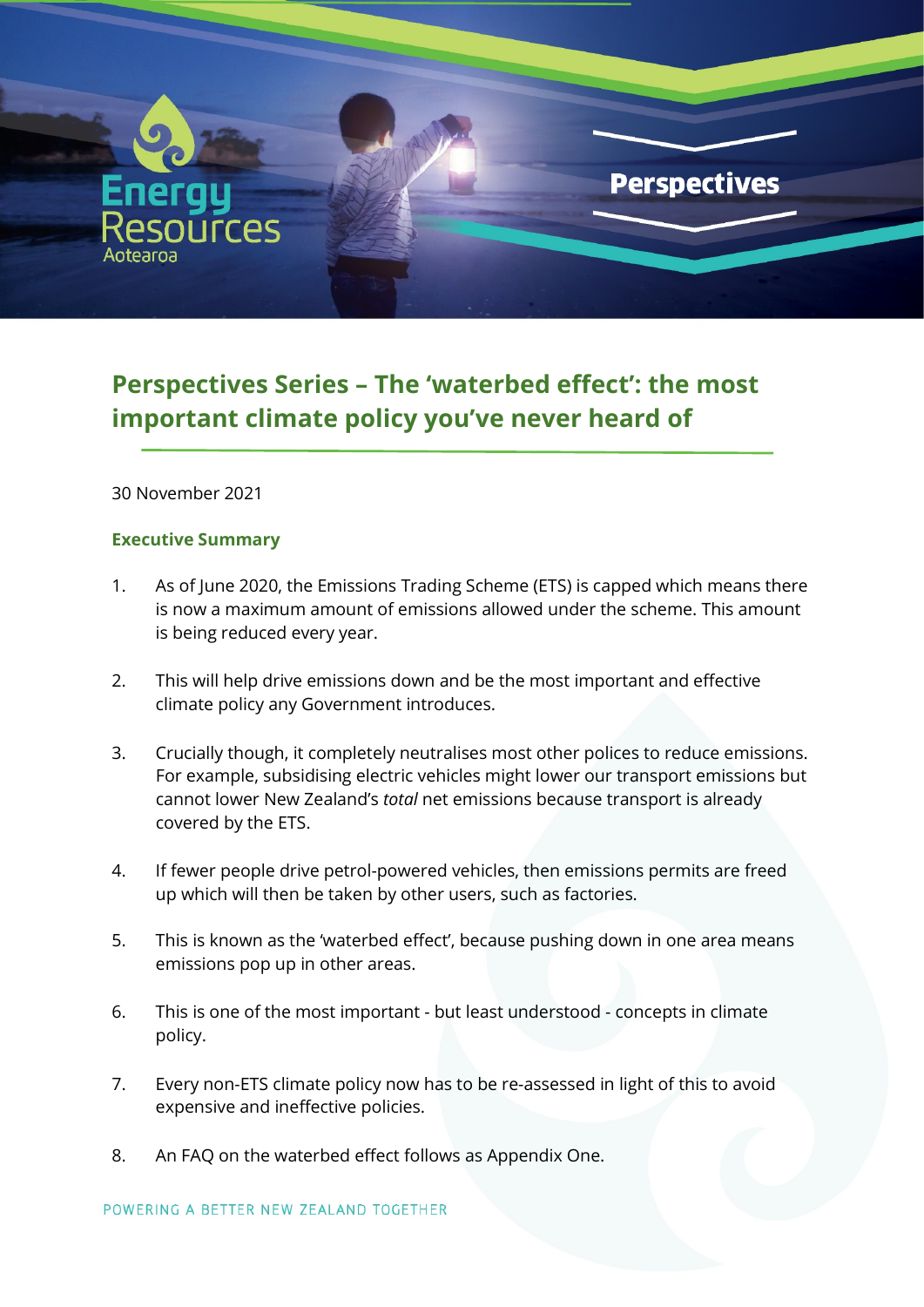# Perspectives Series – The 'waterbed effect': the most important climate policy you've never heard of

30 November 2021

## Executive Summary

1. As of June 2020, the Emissions Trading Scheme (ETS) is capped which means there is now a maximum amount of emissions allowed under the scheme. This amount is being reduced every year.

2. This will help drive emissions down and be the most important and effective climate policy any Government introduces.

3. Crucially though, it completely neutralises most other polices to reduce emissions. For example, subsidising electric vehicles might lower our transport emissions but cannot lower New Zealand's *total* net emissions because transport is already covered by the ETS.

4. If fewer people drive petrol-powered vehicles, then emissions permits are freed up which will then be taken by other users, such as factories.

5. This is known as the 'waterbed effect', because pushing down in one area means emissions pop up in other areas.

6. This is one of the most important - but least understood - concepts in climate policy.

7. Every non-ETS climate policy now has to be re-assessed in light of this to avoid expensive and ineffective policies.

8. An FAQ on the waterbed effect follows as Appendix One.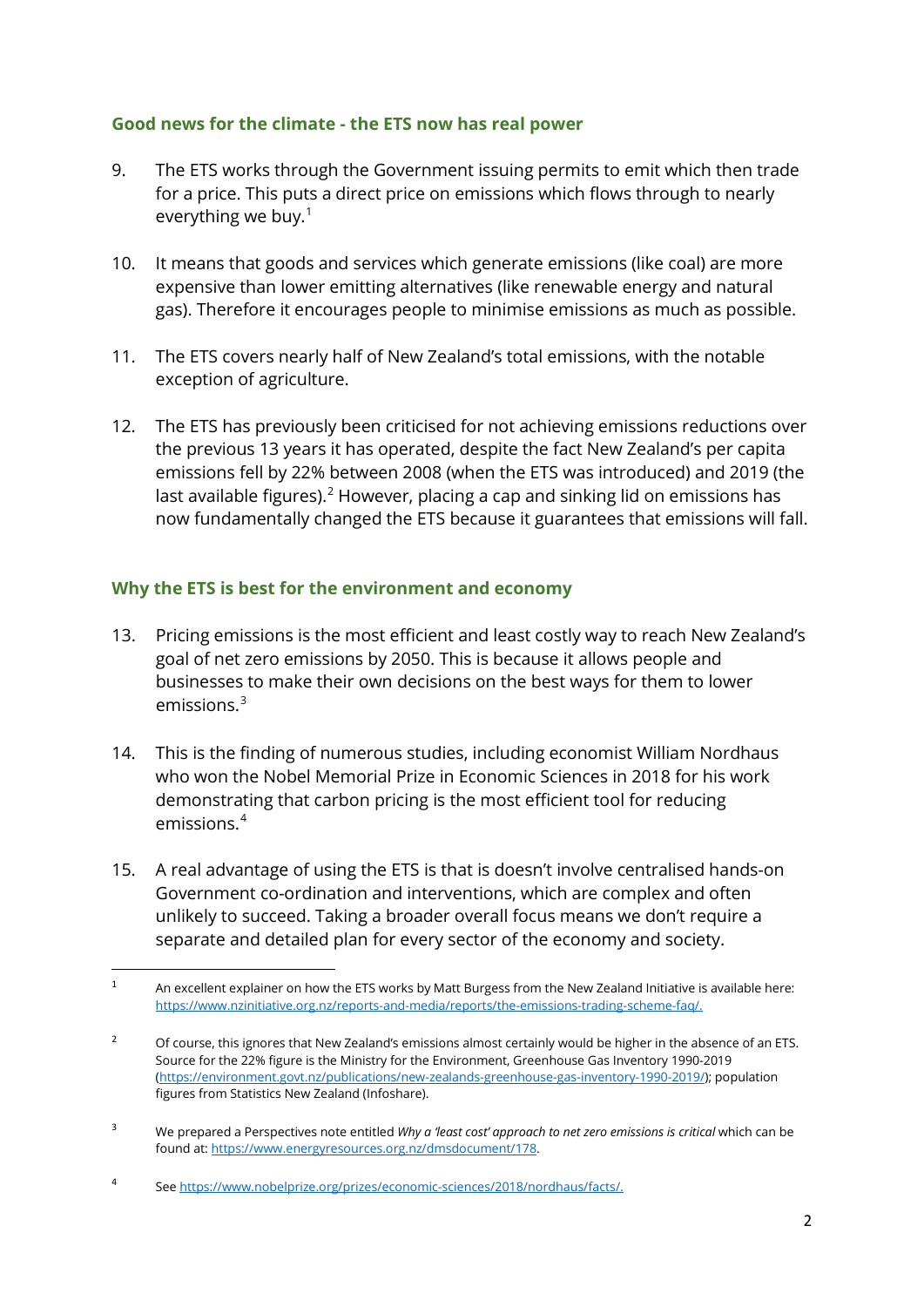## Good news for the climate - the ETS now has real power

9. The ETS works through the Government issuing permits to emit which then trade for a price. This puts a direct price on emissions which flows through to nearly everything we buy.[1]

10. It means that goods and services which generate emissions (like coal) are more expensive than lower emitting alternatives (like renewable energy and natural gas). Therefore it encourages people to minimise emissions as much as possible.

11. The ETS covers nearly half of New Zealand's total emissions, with the notable exception of agriculture.

12. The ETS has previously been criticised for not achieving emissions reductions over the previous 13 years it has operated, despite the fact New Zealand's per capita emissions fell by 22% between 2008 (when the ETS was introduced) and 2019 (the last available figures).[2] However, placing a cap and sinking lid on emissions has now fundamentally changed the ETS because it guarantees that emissions will fall.

## Why the ETS is best for the environment and economy

13. Pricing emissions is the most efficient and least costly way to reach New Zealand's goal of net zero emissions by 2050. This is because it allows people and businesses to make their own decisions on the best ways for them to lower emissions.[3]

14. This is the finding of numerous studies, including economist William Nordhaus who won the Nobel Memorial Prize in Economic Sciences in 2018 for his work demonstrating that carbon pricing is the most efficient tool for reducing emissions.[4]

15. A real advantage of using the ETS is that is doesn't involve centralised hands-on Government co-ordination and interventions, which are complex and often unlikely to succeed. Taking a broader overall focus means we don't require a separate and detailed plan for every sector of the economy and society.

---

[1] An excellent explainer on how the ETS works by Matt Burgess from the New Zealand Initiative is available here: https://www.nzinitiative.org.nz/reports-and-media/reports/the-emissions-trading-scheme-faq/.

[2] Of course, this ignores that New Zealand's emissions almost certainly would be higher in the absence of an ETS. Source for the 22% figure is the Ministry for the Environment, Greenhouse Gas Inventory 1990-2019 (https://environment.govt.nz/publications/new-zealands-greenhouse-gas-inventory-1990-2019/); population figures from Statistics New Zealand (Infoshare).

[3] We prepared a Perspectives note entitled *Why a 'least cost' approach to net zero emissions is critical* which can be found at: https://www.energyresources.org.nz/dmsdocument/178.

[4] See https://www.nobelprize.org/prizes/economic-sciences/2018/nordhaus/facts/.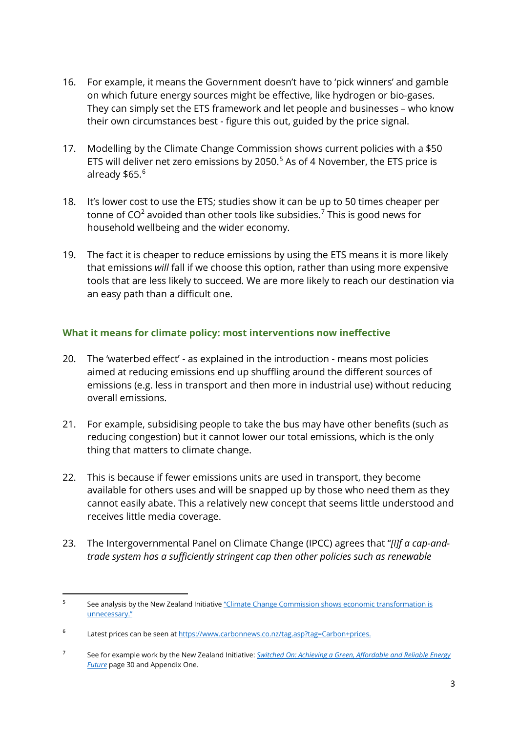16. For example, it means the Government doesn't have to 'pick winners' and gamble on which future energy sources might be effective, like hydrogen or bio-gases. They can simply set the ETS framework and let people and businesses – who know their own circumstances best - figure this out, guided by the price signal.

17. Modelling by the Climate Change Commission shows current policies with a $50 ETS will deliver net zero emissions by 2050.[5] As of 4 November, the ETS price is already $65.[6]

18. It's lower cost to use the ETS; studies show it can be up to 50 times cheaper per tonne of $CO^2$ avoided than other tools like subsidies.[7] This is good news for household wellbeing and the wider economy.

19. The fact it is cheaper to reduce emissions by using the ETS means it is more likely that emissions *will* fall if we choose this option, rather than using more expensive tools that are less likely to succeed. We are more likely to reach our destination via an easy path than a difficult one.

## What it means for climate policy: most interventions now ineffective

20. The 'waterbed effect' - as explained in the introduction - means most policies aimed at reducing emissions end up shuffling around the different sources of emissions (e.g. less in transport and then more in industrial use) without reducing overall emissions.

21. For example, subsidising people to take the bus may have other benefits (such as reducing congestion) but it cannot lower our total emissions, which is the only thing that matters to climate change.

22. This is because if fewer emissions units are used in transport, they become available for others uses and will be snapped up by those who need them as they cannot easily abate. This a relatively new concept that seems little understood and receives little media coverage.

23. The Intergovernmental Panel on Climate Change (IPCC) agrees that "*[I]f a cap-and-trade system has a sufficiently stringent cap then other policies such as renewable*

---

[5] See analysis by the New Zealand Initiative ["Climate Change Commission shows economic transformation is unnecessary."]

[6] Latest prices can be seen at https://www.carbonnews.co.nz/tag.asp?tag=Carbon+prices.

[7] See for example work by the New Zealand Initiative: *Switched On: Achieving a Green, Affordable and Reliable Energy Future* page 30 and Appendix One.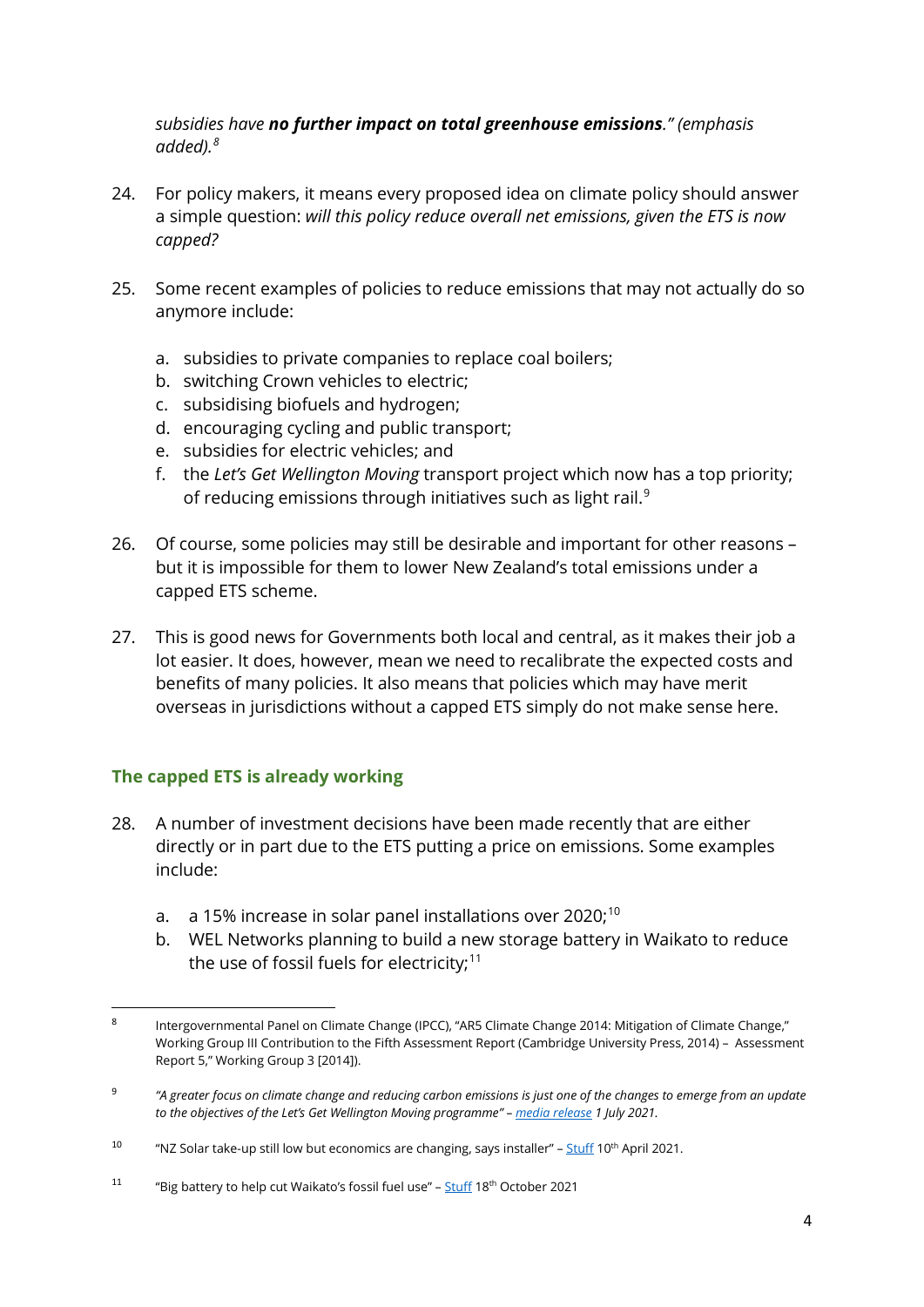*subsidies have **no further impact on total greenhouse emissions**." (emphasis added).*[8]

24. For policy makers, it means every proposed idea on climate policy should answer a simple question: *will this policy reduce overall net emissions, given the ETS is now capped?*

25. Some recent examples of policies to reduce emissions that may not actually do so anymore include:

    a. subsidies to private companies to replace coal boilers;
    b. switching Crown vehicles to electric;
    c. subsidising biofuels and hydrogen;
    d. encouraging cycling and public transport;
    e. subsidies for electric vehicles; and
    f. the *Let's Get Wellington Moving* transport project which now has a top priority; of reducing emissions through initiatives such as light rail.[9]

26. Of course, some policies may still be desirable and important for other reasons – but it is impossible for them to lower New Zealand's total emissions under a capped ETS scheme.

27. This is good news for Governments both local and central, as it makes their job a lot easier. It does, however, mean we need to recalibrate the expected costs and benefits of many policies. It also means that policies which may have merit overseas in jurisdictions without a capped ETS simply do not make sense here.

## The capped ETS is already working

28. A number of investment decisions have been made recently that are either directly or in part due to the ETS putting a price on emissions. Some examples include:

    a. a 15% increase in solar panel installations over 2020;[10]
    b. WEL Networks planning to build a new storage battery in Waikato to reduce the use of fossil fuels for electricity;[11]

---

[8] Intergovernmental Panel on Climate Change (IPCC), "AR5 Climate Change 2014: Mitigation of Climate Change," Working Group III Contribution to the Fifth Assessment Report (Cambridge University Press, 2014) – Assessment Report 5," Working Group 3 [2014]).

[9] *"A greater focus on climate change and reducing carbon emissions is just one of the changes to emerge from an update to the objectives of the Let's Get Wellington Moving programme" – media release 1 July 2021.*

[10] "NZ Solar take-up still low but economics are changing, says installer" – Stuff 10th April 2021.

[11] "Big battery to help cut Waikato's fossil fuel use" – Stuff 18th October 2021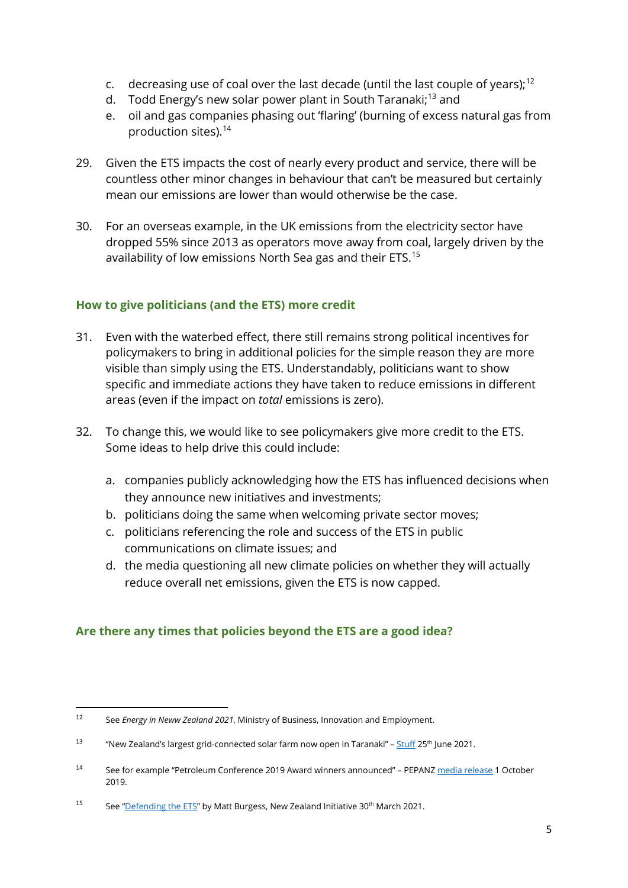c. decreasing use of coal over the last decade (until the last couple of years);[12]
d. Todd Energy's new solar power plant in South Taranaki;[13] and
e. oil and gas companies phasing out 'flaring' (burning of excess natural gas from production sites).[14]

29. Given the ETS impacts the cost of nearly every product and service, there will be countless other minor changes in behaviour that can't be measured but certainly mean our emissions are lower than would otherwise be the case.

30. For an overseas example, in the UK emissions from the electricity sector have dropped 55% since 2013 as operators move away from coal, largely driven by the availability of low emissions North Sea gas and their ETS.[15]

### How to give politicians (and the ETS) more credit

31. Even with the waterbed effect, there still remains strong political incentives for policymakers to bring in additional policies for the simple reason they are more visible than simply using the ETS. Understandably, politicians want to show specific and immediate actions they have taken to reduce emissions in different areas (even if the impact on *total* emissions is zero).

32. To change this, we would like to see policymakers give more credit to the ETS. Some ideas to help drive this could include:

    a. companies publicly acknowledging how the ETS has influenced decisions when they announce new initiatives and investments;
    b. politicians doing the same when welcoming private sector moves;
    c. politicians referencing the role and success of the ETS in public communications on climate issues; and
    d. the media questioning all new climate policies on whether they will actually reduce overall net emissions, given the ETS is now capped.

### Are there any times that policies beyond the ETS are a good idea?

---

[12] See *Energy in Neww Zealand 2021*, Ministry of Business, Innovation and Employment.

[13] "New Zealand's largest grid-connected solar farm now open in Taranaki" – Stuff 25th June 2021.

[14] See for example "Petroleum Conference 2019 Award winners announced" – PEPANZ media release 1 October 2019.

[15] See "Defending the ETS" by Matt Burgess, New Zealand Initiative 30th March 2021.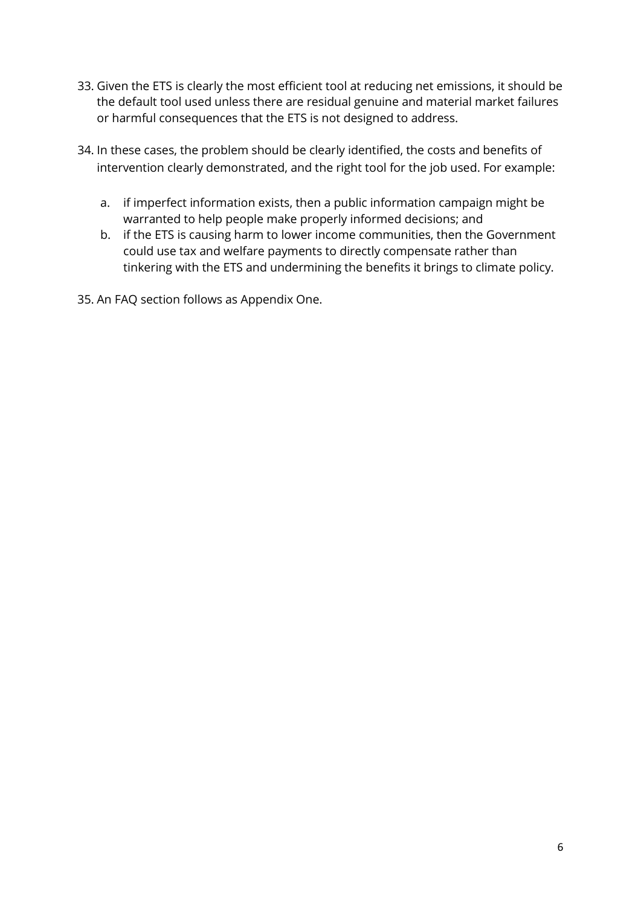33. Given the ETS is clearly the most efficient tool at reducing net emissions, it should be the default tool used unless there are residual genuine and material market failures or harmful consequences that the ETS is not designed to address.

34. In these cases, the problem should be clearly identified, the costs and benefits of intervention clearly demonstrated, and the right tool for the job used. For example:

    a. if imperfect information exists, then a public information campaign might be warranted to help people make properly informed decisions; and
    b. if the ETS is causing harm to lower income communities, then the Government could use tax and welfare payments to directly compensate rather than tinkering with the ETS and undermining the benefits it brings to climate policy.

35. An FAQ section follows as Appendix One.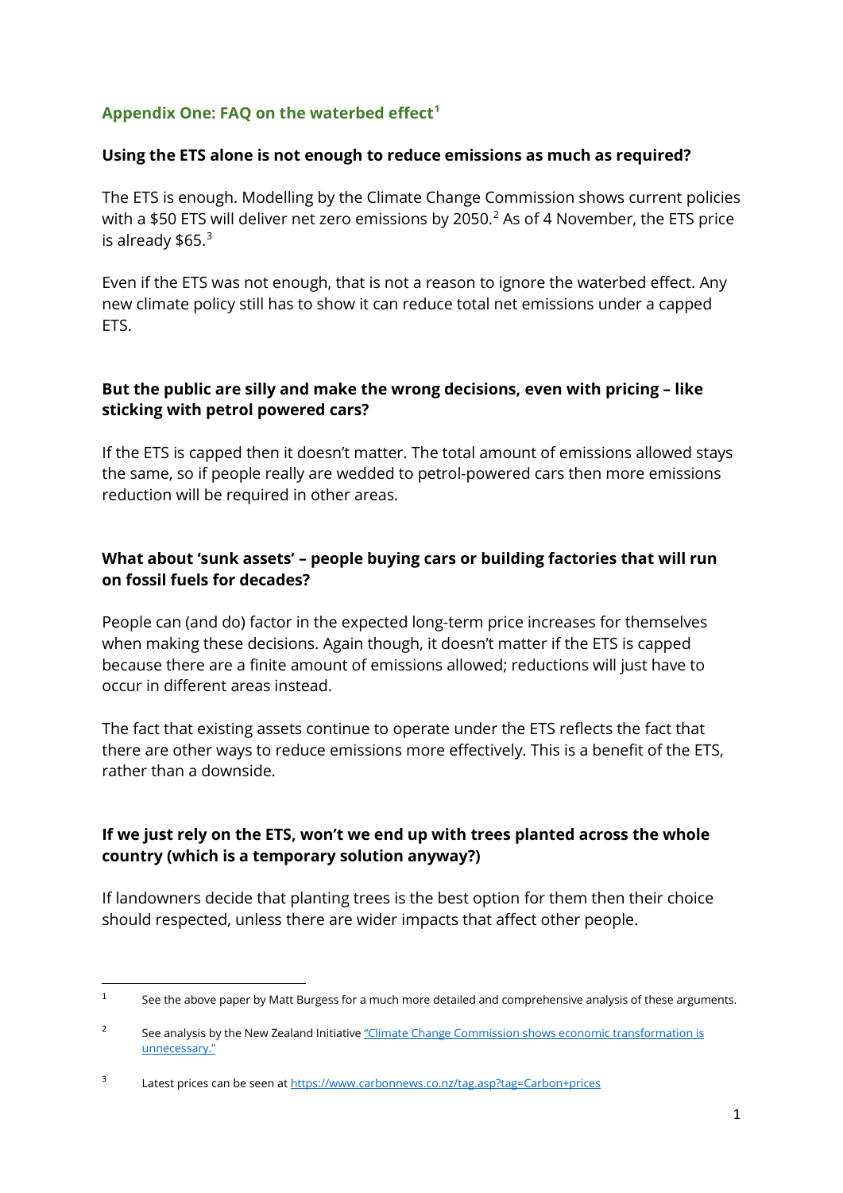## Appendix One: FAQ on the waterbed effect[1]

**Using the ETS alone is not enough to reduce emissions as much as required?**

The ETS is enough. Modelling by the Climate Change Commission shows current policies with a $50 ETS will deliver net zero emissions by 2050.[2] As of 4 November, the ETS price is already $65.[3]

Even if the ETS was not enough, that is not a reason to ignore the waterbed effect. Any new climate policy still has to show it can reduce total net emissions under a capped ETS.

**But the public are silly and make the wrong decisions, even with pricing – like sticking with petrol powered cars?**

If the ETS is capped then it doesn't matter. The total amount of emissions allowed stays the same, so if people really are wedded to petrol-powered cars then more emissions reduction will be required in other areas.

**What about 'sunk assets' – people buying cars or building factories that will run on fossil fuels for decades?**

People can (and do) factor in the expected long-term price increases for themselves when making these decisions. Again though, it doesn't matter if the ETS is capped because there are a finite amount of emissions allowed; reductions will just have to occur in different areas instead.

The fact that existing assets continue to operate under the ETS reflects the fact that there are other ways to reduce emissions more effectively. This is a benefit of the ETS, rather than a downside.

**If we just rely on the ETS, won't we end up with trees planted across the whole country (which is a temporary solution anyway?)**

If landowners decide that planting trees is the best option for them then their choice should respected, unless there are wider impacts that affect other people.

---

[1] See the above paper by Matt Burgess for a much more detailed and comprehensive analysis of these arguments.

[2] See analysis by the New Zealand Initiative "Climate Change Commission shows economic transformation is unnecessary."

[3] Latest prices can be seen at https://www.carbonnews.co.nz/tag.asp?tag=Carbon+prices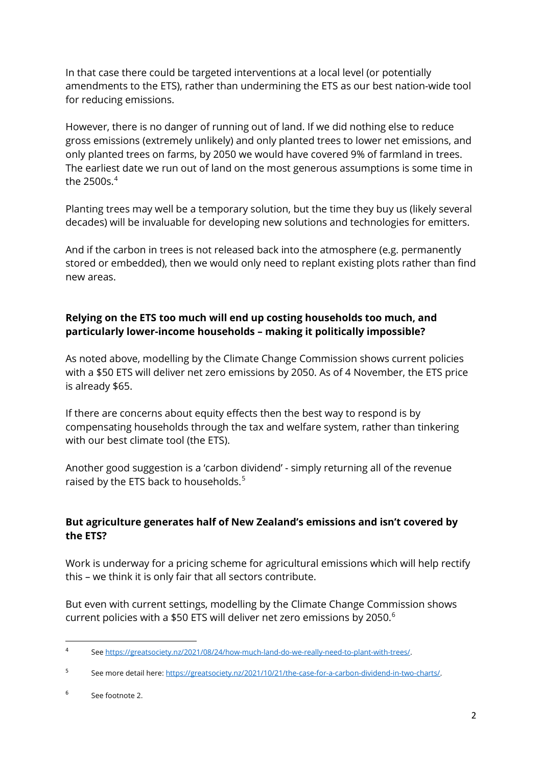In that case there could be targeted interventions at a local level (or potentially amendments to the ETS), rather than undermining the ETS as our best nation-wide tool for reducing emissions.

However, there is no danger of running out of land. If we did nothing else to reduce gross emissions (extremely unlikely) and only planted trees to lower net emissions, and only planted trees on farms, by 2050 we would have covered 9% of farmland in trees. The earliest date we run out of land on the most generous assumptions is some time in the 2500s.[4]

Planting trees may well be a temporary solution, but the time they buy us (likely several decades) will be invaluable for developing new solutions and technologies for emitters.

And if the carbon in trees is not released back into the atmosphere (e.g. permanently stored or embedded), then we would only need to replant existing plots rather than find new areas.

**Relying on the ETS too much will end up costing households too much, and particularly lower-income households – making it politically impossible?**

As noted above, modelling by the Climate Change Commission shows current policies with a $50 ETS will deliver net zero emissions by 2050. As of 4 November, the ETS price is already $65.

If there are concerns about equity effects then the best way to respond is by compensating households through the tax and welfare system, rather than tinkering with our best climate tool (the ETS).

Another good suggestion is a 'carbon dividend' - simply returning all of the revenue raised by the ETS back to households.[5]

**But agriculture generates half of New Zealand's emissions and isn't covered by the ETS?**

Work is underway for a pricing scheme for agricultural emissions which will help rectify this – we think it is only fair that all sectors contribute.

But even with current settings, modelling by the Climate Change Commission shows current policies with a $50 ETS will deliver net zero emissions by 2050.[6]

---

[4] See https://greatsociety.nz/2021/08/24/how-much-land-do-we-really-need-to-plant-with-trees/.

[5] See more detail here: https://greatsociety.nz/2021/10/21/the-case-for-a-carbon-dividend-in-two-charts/.

[6] See footnote 2.